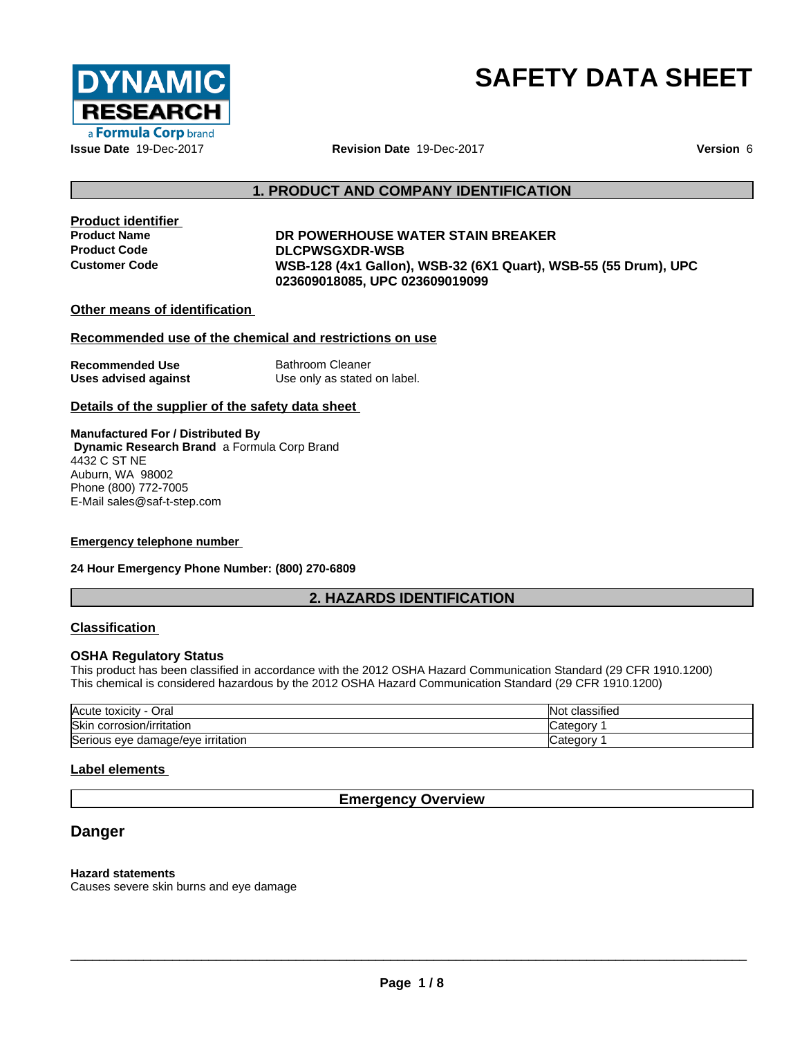DYNAMIC RESEARCH
a Formula Corp brand

# SAFETY DATA SHEET

**Issue Date** 19-Dec-2017 **Revision Date** 19-Dec-2017 **Version** 6

## 1. PRODUCT AND COMPANY IDENTIFICATION

### Product identifier

| | |
|---|---|
| **Product Name** | **DR POWERHOUSE WATER STAIN BREAKER** |
| **Product Code** | **DLCPWSGXDR-WSB** |
| **Customer Code** | **WSB-128 (4x1 Gallon), WSB-32 (6X1 Quart), WSB-55 (55 Drum), UPC 023609018085, UPC 023609019099** |

### Other means of identification

### Recommended use of the chemical and restrictions on use

| | |
|---|---|
| **Recommended Use** | Bathroom Cleaner |
| **Uses advised against** | Use only as stated on label. |

### Details of the supplier of the safety data sheet

**Manufactured For / Distributed By**
**Dynamic Research Brand** a Formula Corp Brand
4432 C ST NE
Auburn, WA 98002
Phone (800) 772-7005
E-Mail sales@saf-t-step.com

### Emergency telephone number

**24 Hour Emergency Phone Number: (800) 270-6809**

## 2. HAZARDS IDENTIFICATION

### Classification

**OSHA Regulatory Status**
This product has been classified in accordance with the 2012 OSHA Hazard Communication Standard (29 CFR 1910.1200)
This chemical is considered hazardous by the 2012 OSHA Hazard Communication Standard (29 CFR 1910.1200)

| | |
|---|---|
| Acute toxicity - Oral | Not classified |
| Skin corrosion/irritation | Category 1 |
| Serious eye damage/eye irritation | Category 1 |

### Label elements

**Emergency Overview**

## Danger

**Hazard statements**
Causes severe skin burns and eye damage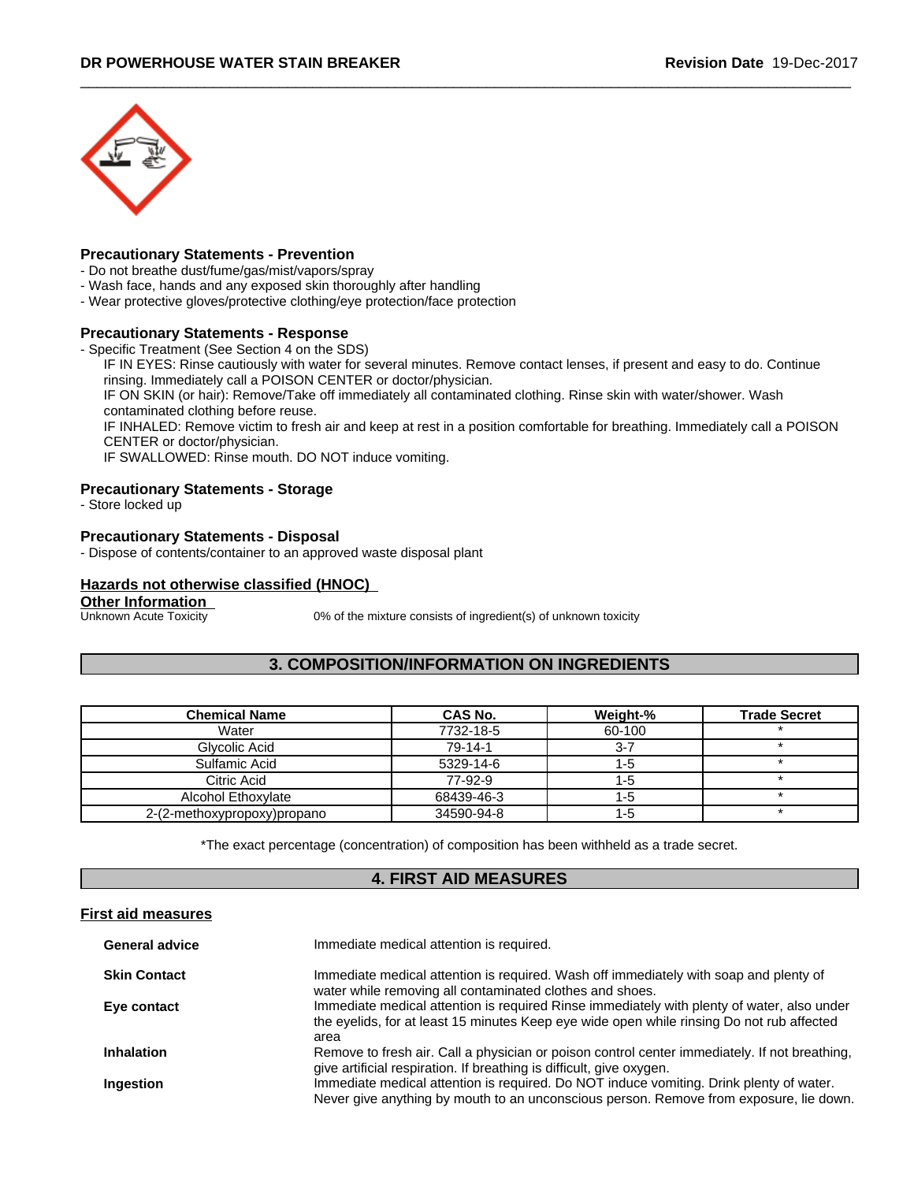### Precautionary Statements - Prevention

- Do not breathe dust/fume/gas/mist/vapors/spray
- Wash face, hands and any exposed skin thoroughly after handling
- Wear protective gloves/protective clothing/eye protection/face protection

### Precautionary Statements - Response

- Specific Treatment (See Section 4 on the SDS)

  IF IN EYES: Rinse cautiously with water for several minutes. Remove contact lenses, if present and easy to do. Continue rinsing. Immediately call a POISON CENTER or doctor/physician.

  IF ON SKIN (or hair): Remove/Take off immediately all contaminated clothing. Rinse skin with water/shower. Wash contaminated clothing before reuse.

  IF INHALED: Remove victim to fresh air and keep at rest in a position comfortable for breathing. Immediately call a POISON CENTER or doctor/physician.

  IF SWALLOWED: Rinse mouth. DO NOT induce vomiting.

### Precautionary Statements - Storage

- Store locked up

### Precautionary Statements - Disposal

- Dispose of contents/container to an approved waste disposal plant

### Hazards not otherwise classified (HNOC)

### Other Information

Unknown Acute Toxicity — 0% of the mixture consists of ingredient(s) of unknown toxicity

## 3. COMPOSITION/INFORMATION ON INGREDIENTS

| Chemical Name | CAS No. | Weight-% | Trade Secret |
|---|---|---|---|
| Water | 7732-18-5 | 60-100 | * |
| Glycolic Acid | 79-14-1 | 3-7 | * |
| Sulfamic Acid | 5329-14-6 | 1-5 | * |
| Citric Acid | 77-92-9 | 1-5 | * |
| Alcohol Ethoxylate | 68439-46-3 | 1-5 | * |
| 2-(2-methoxypropoxy)propano | 34590-94-8 | 1-5 | * |

*The exact percentage (concentration) of composition has been withheld as a trade secret.

## 4. FIRST AID MEASURES

### First aid measures

**General advice** — Immediate medical attention is required.

**Skin Contact** — Immediate medical attention is required. Wash off immediately with soap and plenty of water while removing all contaminated clothes and shoes.

**Eye contact** — Immediate medical attention is required Rinse immediately with plenty of water, also under the eyelids, for at least 15 minutes Keep eye wide open while rinsing Do not rub affected area

**Inhalation** — Remove to fresh air. Call a physician or poison control center immediately. If not breathing, give artificial respiration. If breathing is difficult, give oxygen.

**Ingestion** — Immediate medical attention is required. Do NOT induce vomiting. Drink plenty of water. Never give anything by mouth to an unconscious person. Remove from exposure, lie down.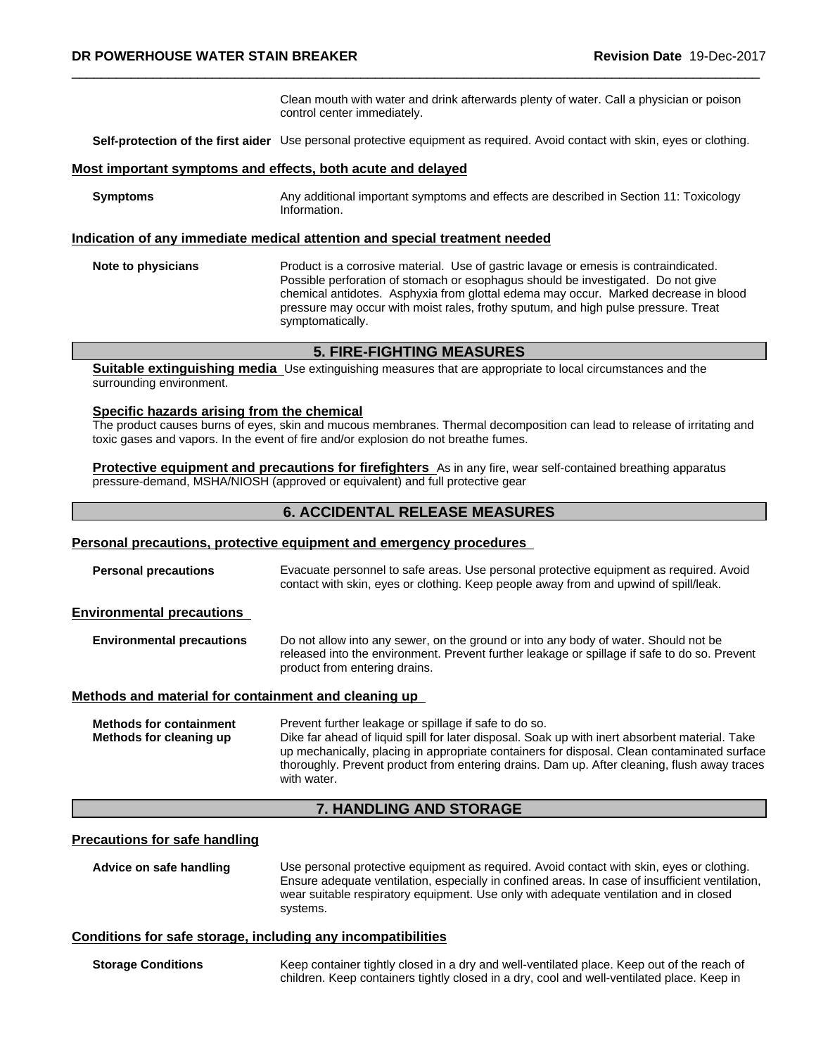Clean mouth with water and drink afterwards plenty of water. Call a physician or poison control center immediately.

**Self-protection of the first aider** Use personal protective equipment as required. Avoid contact with skin, eyes or clothing.

### Most important symptoms and effects, both acute and delayed

**Symptoms** Any additional important symptoms and effects are described in Section 11: Toxicology Information.

### Indication of any immediate medical attention and special treatment needed

**Note to physicians** Product is a corrosive material. Use of gastric lavage or emesis is contraindicated. Possible perforation of stomach or esophagus should be investigated. Do not give chemical antidotes. Asphyxia from glottal edema may occur. Marked decrease in blood pressure may occur with moist rales, frothy sputum, and high pulse pressure. Treat symptomatically.

## 5. FIRE-FIGHTING MEASURES

**Suitable extinguishing media** Use extinguishing measures that are appropriate to local circumstances and the surrounding environment.

**Specific hazards arising from the chemical**
The product causes burns of eyes, skin and mucous membranes. Thermal decomposition can lead to release of irritating and toxic gases and vapors. In the event of fire and/or explosion do not breathe fumes.

**Protective equipment and precautions for firefighters** As in any fire, wear self-contained breathing apparatus pressure-demand, MSHA/NIOSH (approved or equivalent) and full protective gear

## 6. ACCIDENTAL RELEASE MEASURES

### Personal precautions, protective equipment and emergency procedures

**Personal precautions** Evacuate personnel to safe areas. Use personal protective equipment as required. Avoid contact with skin, eyes or clothing. Keep people away from and upwind of spill/leak.

### Environmental precautions

**Environmental precautions** Do not allow into any sewer, on the ground or into any body of water. Should not be released into the environment. Prevent further leakage or spillage if safe to do so. Prevent product from entering drains.

### Methods and material for containment and cleaning up

**Methods for containment** Prevent further leakage or spillage if safe to do so.

**Methods for cleaning up** Dike far ahead of liquid spill for later disposal. Soak up with inert absorbent material. Take up mechanically, placing in appropriate containers for disposal. Clean contaminated surface thoroughly. Prevent product from entering drains. Dam up. After cleaning, flush away traces with water.

## 7. HANDLING AND STORAGE

### Precautions for safe handling

**Advice on safe handling** Use personal protective equipment as required. Avoid contact with skin, eyes or clothing. Ensure adequate ventilation, especially in confined areas. In case of insufficient ventilation, wear suitable respiratory equipment. Use only with adequate ventilation and in closed systems.

### Conditions for safe storage, including any incompatibilities

**Storage Conditions** Keep container tightly closed in a dry and well-ventilated place. Keep out of the reach of children. Keep containers tightly closed in a dry, cool and well-ventilated place. Keep in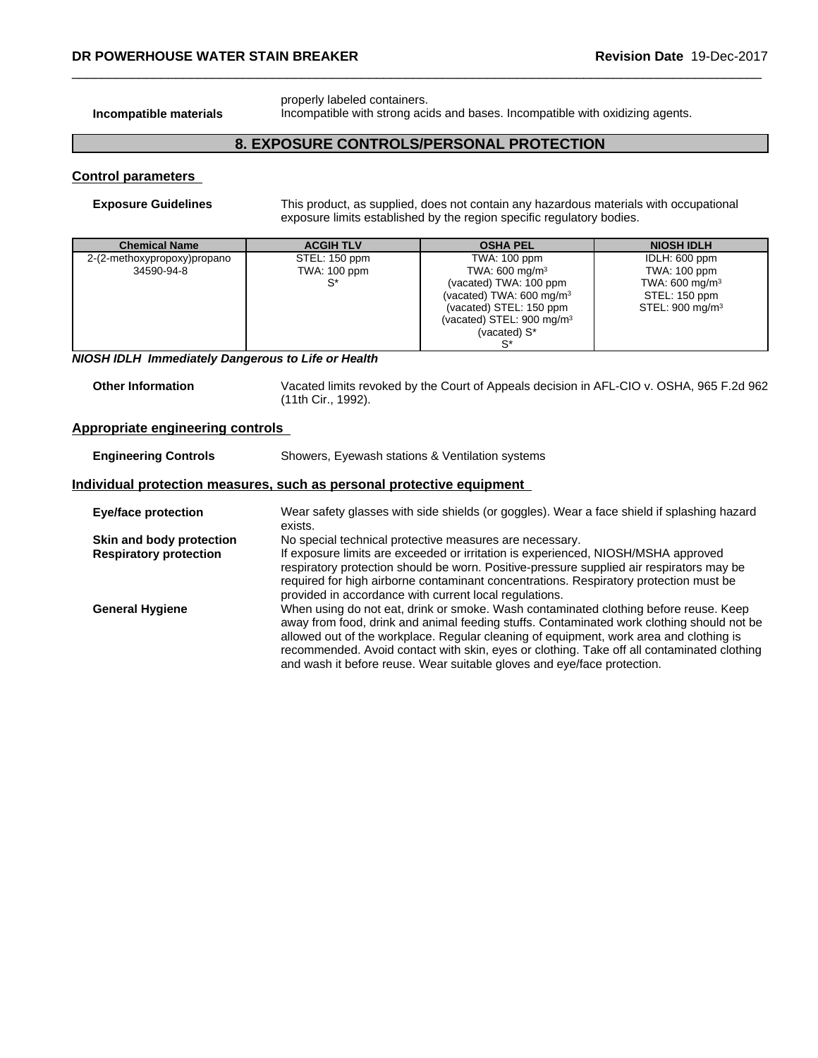| | |
|---|---|
| | properly labeled containers. |
| **Incompatible materials** | Incompatible with strong acids and bases. Incompatible with oxidizing agents. |

## 8. EXPOSURE CONTROLS/PERSONAL PROTECTION

### Control parameters

**Exposure Guidelines** This product, as supplied, does not contain any hazardous materials with occupational exposure limits established by the region specific regulatory bodies.

| Chemical Name | ACGIH TLV | OSHA PEL | NIOSH IDLH |
|---|---|---|---|
| 2-(2-methoxypropoxy)propano 34590-94-8 | STEL: 150 ppm TWA: 100 ppm S* | TWA: 100 ppm TWA: 600 mg/m³ (vacated) TWA: 100 ppm (vacated) TWA: 600 mg/m³ (vacated) STEL: 150 ppm (vacated) STEL: 900 mg/m³ (vacated) S* S* | IDLH: 600 ppm TWA: 100 ppm TWA: 600 mg/m³ STEL: 150 ppm STEL: 900 mg/m³ |

***NIOSH IDLH Immediately Dangerous to Life or Health***

**Other Information** Vacated limits revoked by the Court of Appeals decision in AFL-CIO v. OSHA, 965 F.2d 962 (11th Cir., 1992).

### Appropriate engineering controls

**Engineering Controls** Showers, Eyewash stations & Ventilation systems

### Individual protection measures, such as personal protective equipment

**Eye/face protection** Wear safety glasses with side shields (or goggles). Wear a face shield if splashing hazard exists.

**Skin and body protection** No special technical protective measures are necessary.

**Respiratory protection** If exposure limits are exceeded or irritation is experienced, NIOSH/MSHA approved respiratory protection should be worn. Positive-pressure supplied air respirators may be required for high airborne contaminant concentrations. Respiratory protection must be provided in accordance with current local regulations.

**General Hygiene** When using do not eat, drink or smoke. Wash contaminated clothing before reuse. Keep away from food, drink and animal feeding stuffs. Contaminated work clothing should not be allowed out of the workplace. Regular cleaning of equipment, work area and clothing is recommended. Avoid contact with skin, eyes or clothing. Take off all contaminated clothing and wash it before reuse. Wear suitable gloves and eye/face protection.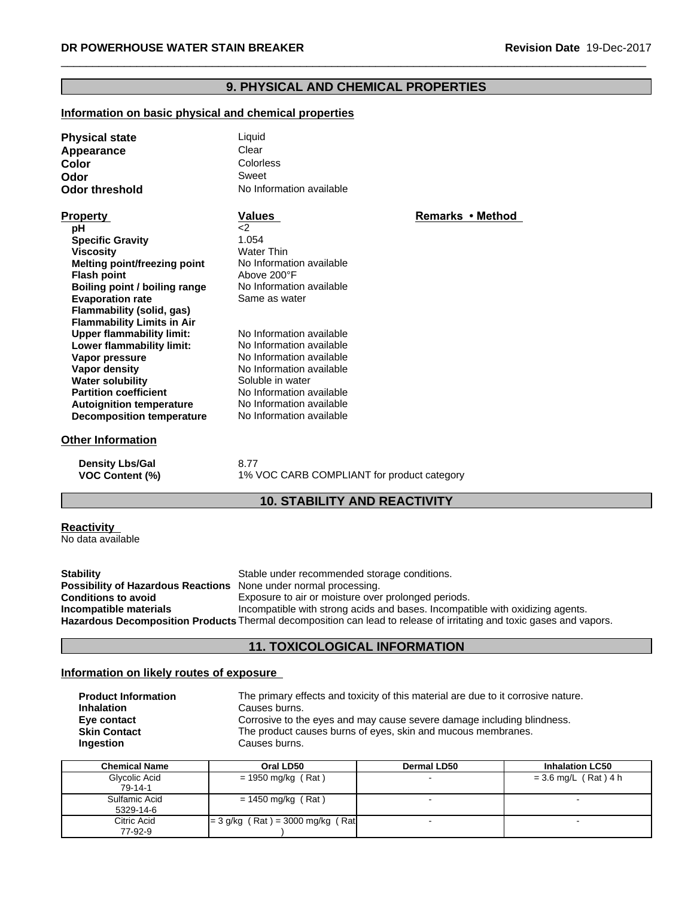## 9. PHYSICAL AND CHEMICAL PROPERTIES

### Information on basic physical and chemical properties

**Physical state** Liquid
**Appearance** Clear
**Color** Colorless
**Odor** Sweet
**Odor threshold** No Information available

| Property | Values | Remarks • Method |
|---|---|---|
| **pH** | <2 | |
| **Specific Gravity** | 1.054 | |
| **Viscosity** | Water Thin | |
| **Melting point/freezing point** | No Information available | |
| **Flash point** | Above 200°F | |
| **Boiling point / boiling range** | No Information available | |
| **Evaporation rate** | Same as water | |
| **Flammability (solid, gas)** | | |
| **Flammability Limits in Air** | | |
| **Upper flammability limit:** | No Information available | |
| **Lower flammability limit:** | No Information available | |
| **Vapor pressure** | No Information available | |
| **Vapor density** | No Information available | |
| **Water solubility** | Soluble in water | |
| **Partition coefficient** | No Information available | |
| **Autoignition temperature** | No Information available | |
| **Decomposition temperature** | No Information available | |

### Other Information

**Density Lbs/Gal** 8.77
**VOC Content (%)** 1% VOC CARB COMPLIANT for product category

## 10. STABILITY AND REACTIVITY

### Reactivity

No data available

**Stability** Stable under recommended storage conditions.
**Possibility of Hazardous Reactions** None under normal processing.
**Conditions to avoid** Exposure to air or moisture over prolonged periods.
**Incompatible materials** Incompatible with strong acids and bases. Incompatible with oxidizing agents.
**Hazardous Decomposition Products** Thermal decomposition can lead to release of irritating and toxic gases and vapors.

## 11. TOXICOLOGICAL INFORMATION

### Information on likely routes of exposure

**Product Information** The primary effects and toxicity of this material are due to it corrosive nature.
**Inhalation** Causes burns.
**Eye contact** Corrosive to the eyes and may cause severe damage including blindness.
**Skin Contact** The product causes burns of eyes, skin and mucous membranes.
**Ingestion** Causes burns.

| Chemical Name | Oral LD50 | Dermal LD50 | Inhalation LC50 |
|---|---|---|---|
| Glycolic Acid 79-14-1 | = 1950 mg/kg ( Rat ) | - | = 3.6 mg/L ( Rat ) 4 h |
| Sulfamic Acid 5329-14-6 | = 1450 mg/kg ( Rat ) | - | - |
| Citric Acid 77-92-9 | = 3 g/kg ( Rat ) = 3000 mg/kg ( Rat ) | - | - |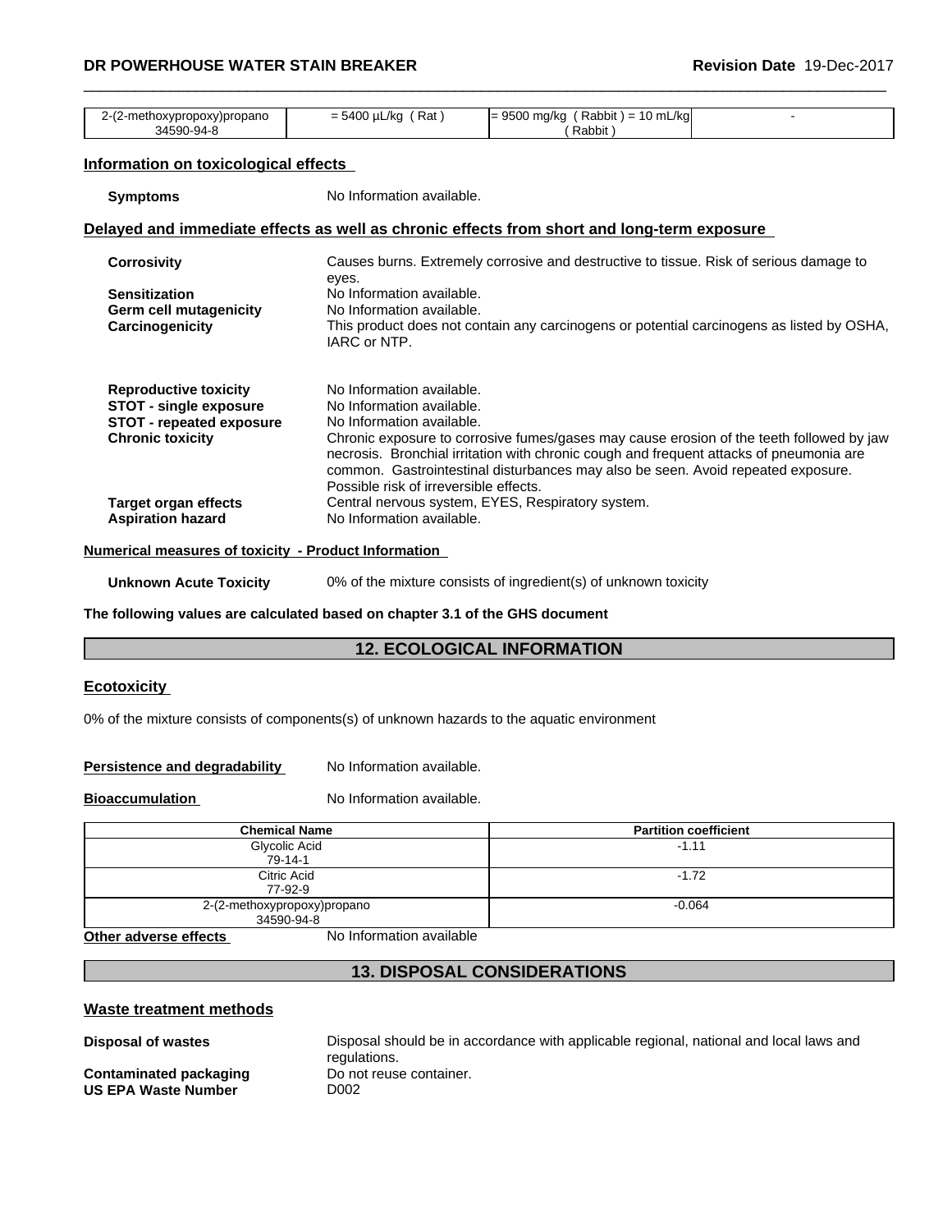| 2-(2-methoxypropoxy)propano 34590-94-8 | = 5400 µL/kg ( Rat ) | = 9500 mg/kg ( Rabbit ) = 10 mL/kg ( Rabbit ) | - |
|---|---|---|---|

### Information on toxicological effects

**Symptoms** No Information available.

### Delayed and immediate effects as well as chronic effects from short and long-term exposure

**Corrosivity** Causes burns. Extremely corrosive and destructive to tissue. Risk of serious damage to eyes.

**Sensitization** No Information available.

**Germ cell mutagenicity** No Information available.

**Carcinogenicity** This product does not contain any carcinogens or potential carcinogens as listed by OSHA, IARC or NTP.

**Reproductive toxicity** No Information available.

**STOT - single exposure** No Information available.

**STOT - repeated exposure** No Information available.

**Chronic toxicity** Chronic exposure to corrosive fumes/gases may cause erosion of the teeth followed by jaw necrosis. Bronchial irritation with chronic cough and frequent attacks of pneumonia are common. Gastrointestinal disturbances may also be seen. Avoid repeated exposure. Possible risk of irreversible effects.

**Target organ effects** Central nervous system, EYES, Respiratory system.

**Aspiration hazard** No Information available.

### Numerical measures of toxicity - Product Information

**Unknown Acute Toxicity** 0% of the mixture consists of ingredient(s) of unknown toxicity

**The following values are calculated based on chapter 3.1 of the GHS document**

## 12. ECOLOGICAL INFORMATION

### Ecotoxicity

0% of the mixture consists of components(s) of unknown hazards to the aquatic environment

**Persistence and degradability** No Information available.

**Bioaccumulation** No Information available.

| Chemical Name | Partition coefficient |
|---|---|
| Glycolic Acid 79-14-1 | -1.11 |
| Citric Acid 77-92-9 | -1.72 |
| 2-(2-methoxypropoxy)propano 34590-94-8 | -0.064 |

**Other adverse effects** No Information available

## 13. DISPOSAL CONSIDERATIONS

### Waste treatment methods

**Disposal of wastes** Disposal should be in accordance with applicable regional, national and local laws and regulations.

**Contaminated packaging** Do not reuse container.

**US EPA Waste Number** D002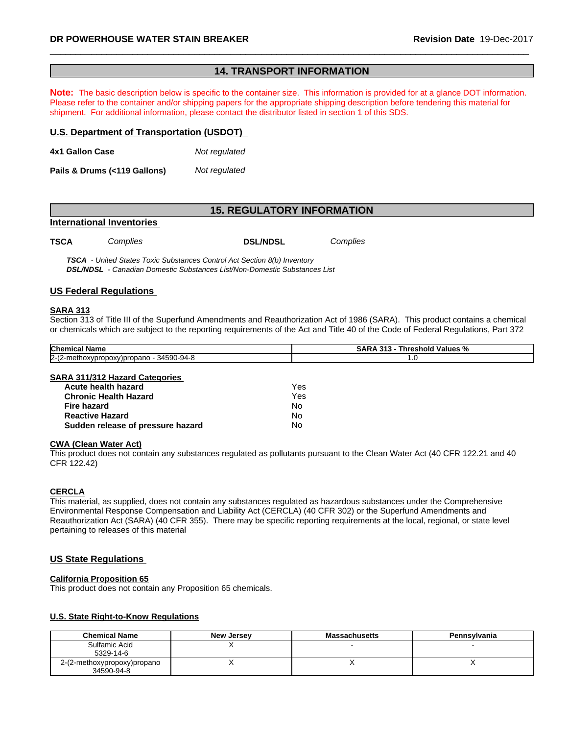## 14. TRANSPORT INFORMATION

**Note:** The basic description below is specific to the container size. This information is provided for at a glance DOT information. Please refer to the container and/or shipping papers for the appropriate shipping description before tendering this material for shipment. For additional information, please contact the distributor listed in section 1 of this SDS.

### U.S. Department of Transportation (USDOT)

**4x1 Gallon Case** *Not regulated*

**Pails & Drums (<119 Gallons)** *Not regulated*

## 15. REGULATORY INFORMATION

### International Inventories

**TSCA** *Complies* **DSL/NDSL** *Complies*

***TSCA*** *- United States Toxic Substances Control Act Section 8(b) Inventory*
***DSL/NDSL*** *- Canadian Domestic Substances List/Non-Domestic Substances List*

### US Federal Regulations

**SARA 313**

Section 313 of Title III of the Superfund Amendments and Reauthorization Act of 1986 (SARA). This product contains a chemical or chemicals which are subject to the reporting requirements of the Act and Title 40 of the Code of Federal Regulations, Part 372

| Chemical Name | SARA 313 - Threshold Values % |
|---|---|
| 2-(2-methoxypropoxy)propano - 34590-94-8 | 1.0 |

**SARA 311/312 Hazard Categories**

| | |
|---|---|
| **Acute health hazard** | Yes |
| **Chronic Health Hazard** | Yes |
| **Fire hazard** | No |
| **Reactive Hazard** | No |
| **Sudden release of pressure hazard** | No |

**CWA (Clean Water Act)**

This product does not contain any substances regulated as pollutants pursuant to the Clean Water Act (40 CFR 122.21 and 40 CFR 122.42)

**CERCLA**

This material, as supplied, does not contain any substances regulated as hazardous substances under the Comprehensive Environmental Response Compensation and Liability Act (CERCLA) (40 CFR 302) or the Superfund Amendments and Reauthorization Act (SARA) (40 CFR 355). There may be specific reporting requirements at the local, regional, or state level pertaining to releases of this material

### US State Regulations

**California Proposition 65**

This product does not contain any Proposition 65 chemicals.

**U.S. State Right-to-Know Regulations**

| Chemical Name | New Jersey | Massachusetts | Pennsylvania |
|---|---|---|---|
| Sulfamic Acid 5329-14-6 | X | - | - |
| 2-(2-methoxypropoxy)propano 34590-94-8 | X | X | X |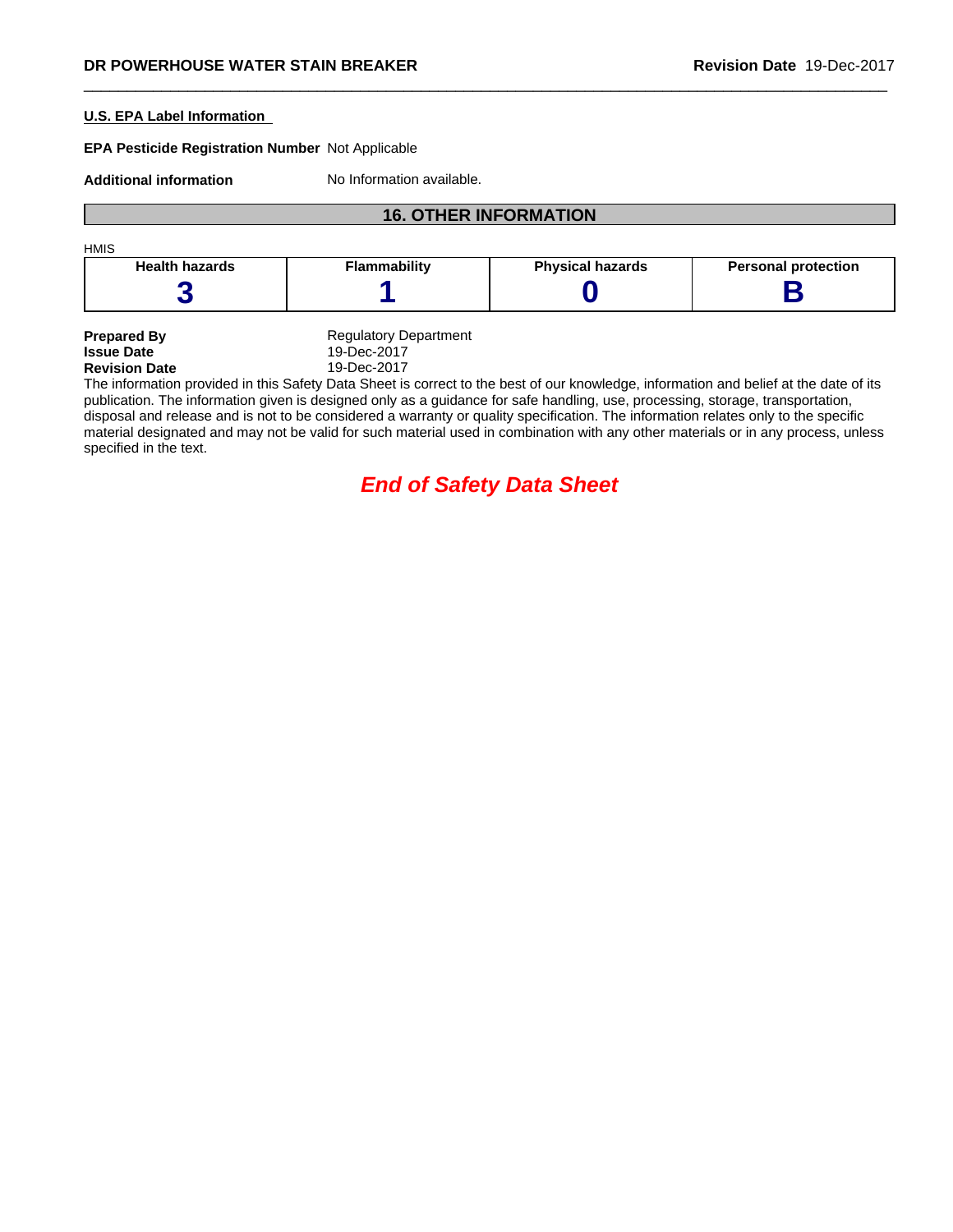**U.S. EPA Label Information**

**EPA Pesticide Registration Number** Not Applicable

**Additional information** No Information available.

## 16. OTHER INFORMATION

HMIS

| Health hazards | Flammability | Physical hazards | Personal protection |
|---|---|---|---|
| **3** | **1** | **0** | **B** |

**Prepared By** Regulatory Department
**Issue Date** 19-Dec-2017
**Revision Date** 19-Dec-2017

The information provided in this Safety Data Sheet is correct to the best of our knowledge, information and belief at the date of its publication. The information given is designed only as a guidance for safe handling, use, processing, storage, transportation, disposal and release and is not to be considered a warranty or quality specification. The information relates only to the specific material designated and may not be valid for such material used in combination with any other materials or in any process, unless specified in the text.

***End of Safety Data Sheet***